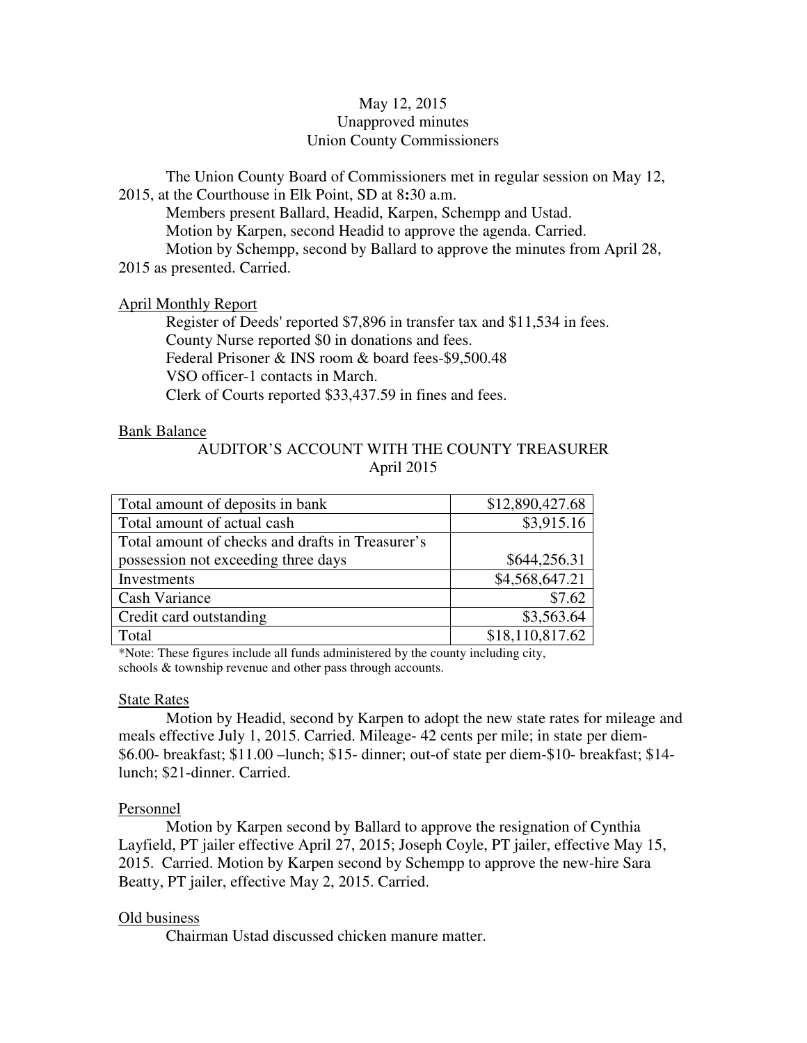May 12, 2015
Unapproved minutes
Union County Commissioners

The Union County Board of Commissioners met in regular session on May 12, 2015, at the Courthouse in Elk Point, SD at 8:30 a.m.

Members present Ballard, Headid, Karpen, Schempp and Ustad.

Motion by Karpen, second Headid to approve the agenda. Carried.

Motion by Schempp, second by Ballard to approve the minutes from April 28, 2015 as presented. Carried.

## April Monthly Report

Register of Deeds' reported $7,896 in transfer tax and $11,534 in fees.
County Nurse reported $0 in donations and fees.
Federal Prisoner & INS room & board fees-$9,500.48
VSO officer-1 contacts in March.
Clerk of Courts reported $33,437.59 in fines and fees.

## Bank Balance

AUDITOR'S ACCOUNT WITH THE COUNTY TREASURER
April 2015

| | |
|---|---|
| Total amount of deposits in bank | $12,890,427.68 |
| Total amount of actual cash | $3,915.16 |
| Total amount of checks and drafts in Treasurer's possession not exceeding three days | $644,256.31 |
| Investments | $4,568,647.21 |
| Cash Variance | $7.62 |
| Credit card outstanding | $3,563.64 |
| Total | $18,110,817.62 |

*Note: These figures include all funds administered by the county including city, schools & township revenue and other pass through accounts.

## State Rates

Motion by Headid, second by Karpen to adopt the new state rates for mileage and meals effective July 1, 2015. Carried. Mileage- 42 cents per mile; in state per diem- $6.00- breakfast; $11.00 –lunch; $15- dinner; out-of state per diem-$10- breakfast; $14-lunch; $21-dinner. Carried.

## Personnel

Motion by Karpen second by Ballard to approve the resignation of Cynthia Layfield, PT jailer effective April 27, 2015; Joseph Coyle, PT jailer, effective May 15, 2015. Carried. Motion by Karpen second by Schempp to approve the new-hire Sara Beatty, PT jailer, effective May 2, 2015. Carried.

## Old business

Chairman Ustad discussed chicken manure matter.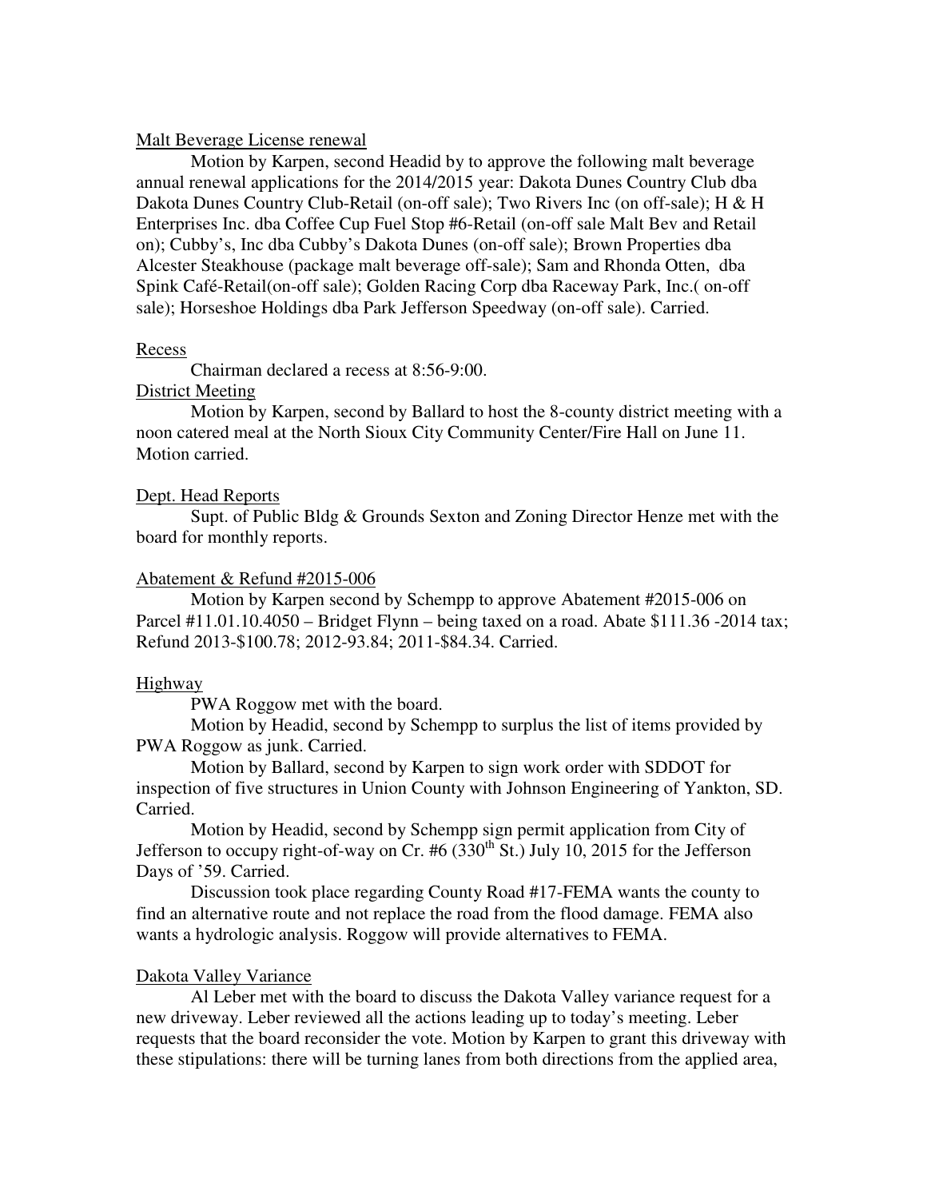Malt Beverage License renewal

Motion by Karpen, second Headid by to approve the following malt beverage annual renewal applications for the 2014/2015 year: Dakota Dunes Country Club dba Dakota Dunes Country Club-Retail (on-off sale); Two Rivers Inc (on off-sale); H & H Enterprises Inc. dba Coffee Cup Fuel Stop #6-Retail (on-off sale Malt Bev and Retail on); Cubby's, Inc dba Cubby's Dakota Dunes (on-off sale); Brown Properties dba Alcester Steakhouse (package malt beverage off-sale); Sam and Rhonda Otten, dba Spink Café-Retail(on-off sale); Golden Racing Corp dba Raceway Park, Inc.( on-off sale); Horseshoe Holdings dba Park Jefferson Speedway (on-off sale). Carried.

Recess

Chairman declared a recess at 8:56-9:00.

District Meeting

Motion by Karpen, second by Ballard to host the 8-county district meeting with a noon catered meal at the North Sioux City Community Center/Fire Hall on June 11. Motion carried.

Dept. Head Reports

Supt. of Public Bldg & Grounds Sexton and Zoning Director Henze met with the board for monthly reports.

Abatement & Refund #2015-006

Motion by Karpen second by Schempp to approve Abatement #2015-006 on Parcel #11.01.10.4050 – Bridget Flynn – being taxed on a road. Abate $111.36 -2014 tax; Refund 2013-$100.78; 2012-93.84; 2011-$84.34. Carried.

Highway

PWA Roggow met with the board.

Motion by Headid, second by Schempp to surplus the list of items provided by PWA Roggow as junk. Carried.

Motion by Ballard, second by Karpen to sign work order with SDDOT for inspection of five structures in Union County with Johnson Engineering of Yankton, SD. Carried.

Motion by Headid, second by Schempp sign permit application from City of Jefferson to occupy right-of-way on Cr. #6 (330th St.) July 10, 2015 for the Jefferson Days of '59. Carried.

Discussion took place regarding County Road #17-FEMA wants the county to find an alternative route and not replace the road from the flood damage. FEMA also wants a hydrologic analysis. Roggow will provide alternatives to FEMA.

Dakota Valley Variance

Al Leber met with the board to discuss the Dakota Valley variance request for a new driveway. Leber reviewed all the actions leading up to today's meeting. Leber requests that the board reconsider the vote. Motion by Karpen to grant this driveway with these stipulations: there will be turning lanes from both directions from the applied area,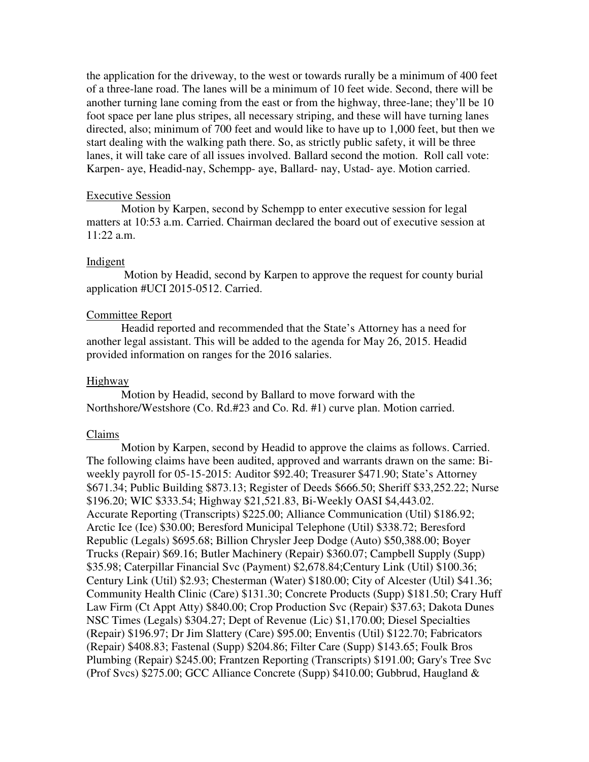the application for the driveway, to the west or towards rurally be a minimum of 400 feet of a three-lane road. The lanes will be a minimum of 10 feet wide. Second, there will be another turning lane coming from the east or from the highway, three-lane; they'll be 10 foot space per lane plus stripes, all necessary striping, and these will have turning lanes directed, also; minimum of 700 feet and would like to have up to 1,000 feet, but then we start dealing with the walking path there. So, as strictly public safety, it will be three lanes, it will take care of all issues involved. Ballard second the motion. Roll call vote: Karpen- aye, Headid-nay, Schempp- aye, Ballard- nay, Ustad- aye. Motion carried.

Executive Session

Motion by Karpen, second by Schempp to enter executive session for legal matters at 10:53 a.m. Carried. Chairman declared the board out of executive session at 11:22 a.m.

Indigent

Motion by Headid, second by Karpen to approve the request for county burial application #UCI 2015-0512. Carried.

Committee Report

Headid reported and recommended that the State's Attorney has a need for another legal assistant. This will be added to the agenda for May 26, 2015. Headid provided information on ranges for the 2016 salaries.

Highway

Motion by Headid, second by Ballard to move forward with the Northshore/Westshore (Co. Rd.#23 and Co. Rd. #1) curve plan. Motion carried.

Claims

Motion by Karpen, second by Headid to approve the claims as follows. Carried. The following claims have been audited, approved and warrants drawn on the same: Bi-weekly payroll for 05-15-2015: Auditor $92.40; Treasurer $471.90; State's Attorney $671.34; Public Building $873.13; Register of Deeds $666.50; Sheriff $33,252.22; Nurse $196.20; WIC $333.54; Highway $21,521.83, Bi-Weekly OASI $4,443.02. Accurate Reporting (Transcripts) $225.00; Alliance Communication (Util) $186.92; Arctic Ice (Ice) $30.00; Beresford Municipal Telephone (Util) $338.72; Beresford Republic (Legals) $695.68; Billion Chrysler Jeep Dodge (Auto) $50,388.00; Boyer Trucks (Repair) $69.16; Butler Machinery (Repair) $360.07; Campbell Supply (Supp) $35.98; Caterpillar Financial Svc (Payment) $2,678.84;Century Link (Util) $100.36; Century Link (Util) $2.93; Chesterman (Water) $180.00; City of Alcester (Util) $41.36; Community Health Clinic (Care) $131.30; Concrete Products (Supp) $181.50; Crary Huff Law Firm (Ct Appt Atty) $840.00; Crop Production Svc (Repair) $37.63; Dakota Dunes NSC Times (Legals) $304.27; Dept of Revenue (Lic) $1,170.00; Diesel Specialties (Repair) $196.97; Dr Jim Slattery (Care) $95.00; Enventis (Util) $122.70; Fabricators (Repair) $408.83; Fastenal (Supp) $204.86; Filter Care (Supp) $143.65; Foulk Bros Plumbing (Repair) $245.00; Frantzen Reporting (Transcripts) $191.00; Gary's Tree Svc (Prof Svcs) $275.00; GCC Alliance Concrete (Supp) $410.00; Gubbrud, Haugland &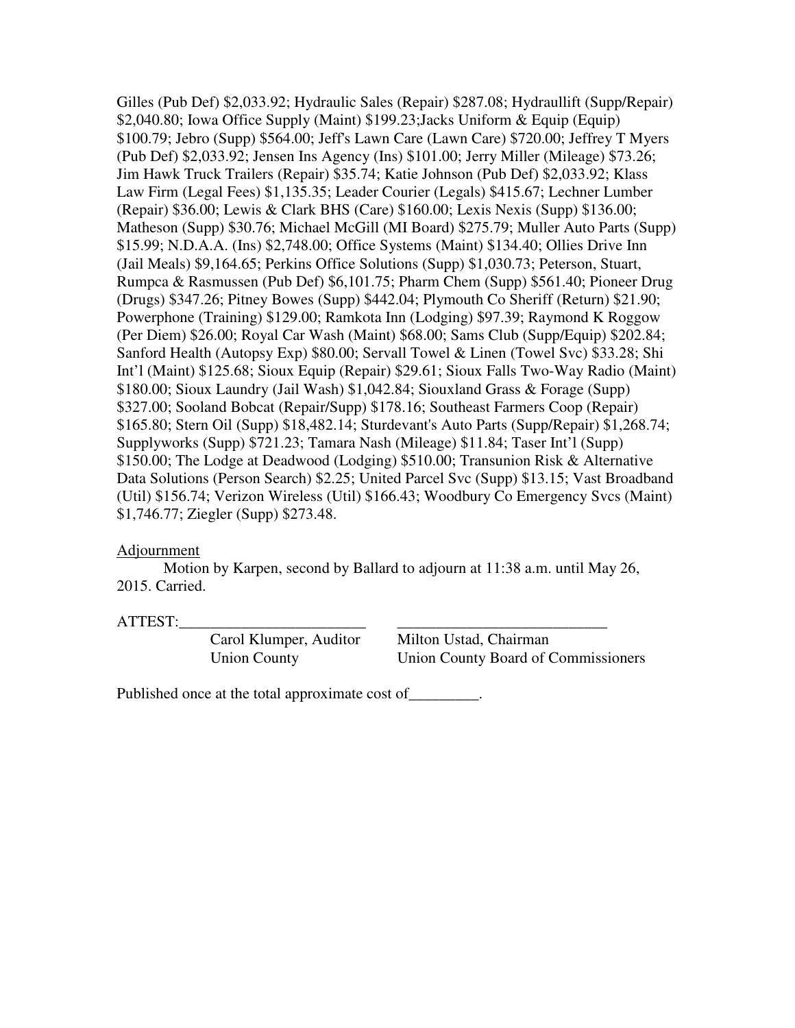Gilles (Pub Def) $2,033.92; Hydraulic Sales (Repair) $287.08; Hydraullift (Supp/Repair) $2,040.80; Iowa Office Supply (Maint) $199.23;Jacks Uniform & Equip (Equip) $100.79; Jebro (Supp) $564.00; Jeff's Lawn Care (Lawn Care) $720.00; Jeffrey T Myers (Pub Def) $2,033.92; Jensen Ins Agency (Ins) $101.00; Jerry Miller (Mileage) $73.26; Jim Hawk Truck Trailers (Repair) $35.74; Katie Johnson (Pub Def) $2,033.92; Klass Law Firm (Legal Fees) $1,135.35; Leader Courier (Legals) $415.67; Lechner Lumber (Repair) $36.00; Lewis & Clark BHS (Care) $160.00; Lexis Nexis (Supp) $136.00; Matheson (Supp) $30.76; Michael McGill (MI Board) $275.79; Muller Auto Parts (Supp) $15.99; N.D.A.A. (Ins) $2,748.00; Office Systems (Maint) $134.40; Ollies Drive Inn (Jail Meals) $9,164.65; Perkins Office Solutions (Supp) $1,030.73; Peterson, Stuart, Rumpca & Rasmussen (Pub Def) $6,101.75; Pharm Chem (Supp) $561.40; Pioneer Drug (Drugs) $347.26; Pitney Bowes (Supp) $442.04; Plymouth Co Sheriff (Return) $21.90; Powerphone (Training) $129.00; Ramkota Inn (Lodging) $97.39; Raymond K Roggow (Per Diem) $26.00; Royal Car Wash (Maint) $68.00; Sams Club (Supp/Equip) $202.84; Sanford Health (Autopsy Exp) $80.00; Servall Towel & Linen (Towel Svc) $33.28; Shi Int'l (Maint) $125.68; Sioux Equip (Repair) $29.61; Sioux Falls Two-Way Radio (Maint) $180.00; Sioux Laundry (Jail Wash) $1,042.84; Siouxland Grass & Forage (Supp) $327.00; Sooland Bobcat (Repair/Supp) $178.16; Southeast Farmers Coop (Repair) $165.80; Stern Oil (Supp) $18,482.14; Sturdevant's Auto Parts (Supp/Repair) $1,268.74; Supplyworks (Supp) $721.23; Tamara Nash (Mileage) $11.84; Taser Int'l (Supp) $150.00; The Lodge at Deadwood (Lodging) $510.00; Transunion Risk & Alternative Data Solutions (Person Search) $2.25; United Parcel Svc (Supp) $13.15; Vast Broadband (Util) $156.74; Verizon Wireless (Util) $166.43; Woodbury Co Emergency Svcs (Maint) $1,746.77; Ziegler (Supp) $273.48.

Adjournment

Motion by Karpen, second by Ballard to adjourn at 11:38 a.m. until May 26, 2015. Carried.

ATTEST:________________________ ___________________________

Carol Klumper, Auditor — Milton Ustad, Chairman

Union County — Union County Board of Commissioners

Published once at the total approximate cost of_________.